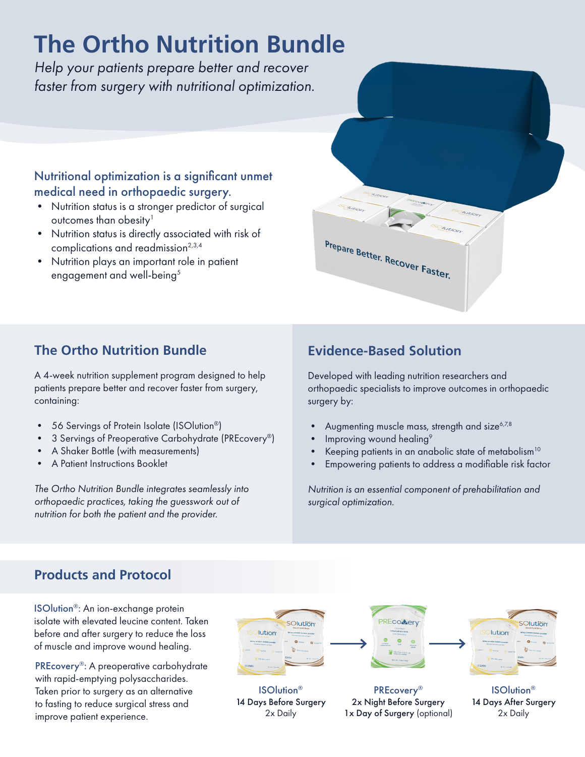# The Ortho Nutrition Bundle

*Help your patients prepare better and recover faster from surgery with nutritional optimization.*

### Nutritional optimization is a significant unmet medical need in orthopaedic surgery.

- Nutrition status is a stronger predictor of surgical outcomes than obesity[1]
- Nutrition status is directly associated with risk of complications and readmission[2,3,4]
- Nutrition plays an important role in patient engagement and well-being[5]

## The Ortho Nutrition Bundle

A 4-week nutrition supplement program designed to help patients prepare better and recover faster from surgery, containing:

- 56 Servings of Protein Isolate (ISOlution®)
- 3 Servings of Preoperative Carbohydrate (PREcovery®)
- A Shaker Bottle (with measurements)
- A Patient Instructions Booklet

*The Ortho Nutrition Bundle integrates seamlessly into orthopaedic practices, taking the guesswork out of nutrition for both the patient and the provider.*

## Evidence-Based Solution

Developed with leading nutrition researchers and orthopaedic specialists to improve outcomes in orthopaedic surgery by:

- Augmenting muscle mass, strength and size[6,7,8]
- Improving wound healing[9]
- Keeping patients in an anabolic state of metabolism[10]
- Empowering patients to address a modifiable risk factor

*Nutrition is an essential component of prehabilitation and surgical optimization.*

## Products and Protocol

ISOlution®: An ion-exchange protein isolate with elevated leucine content. Taken before and after surgery to reduce the loss of muscle and improve wound healing.

PREcovery®: A preoperative carbohydrate with rapid-emptying polysaccharides. Taken prior to surgery as an alternative to fasting to reduce surgical stress and improve patient experience.

ISOlution®
14 Days Before Surgery
2x Daily

→

PREcovery®
2x Night Before Surgery
1x Day of Surgery (optional)

→

ISOlution®
14 Days After Surgery
2x Daily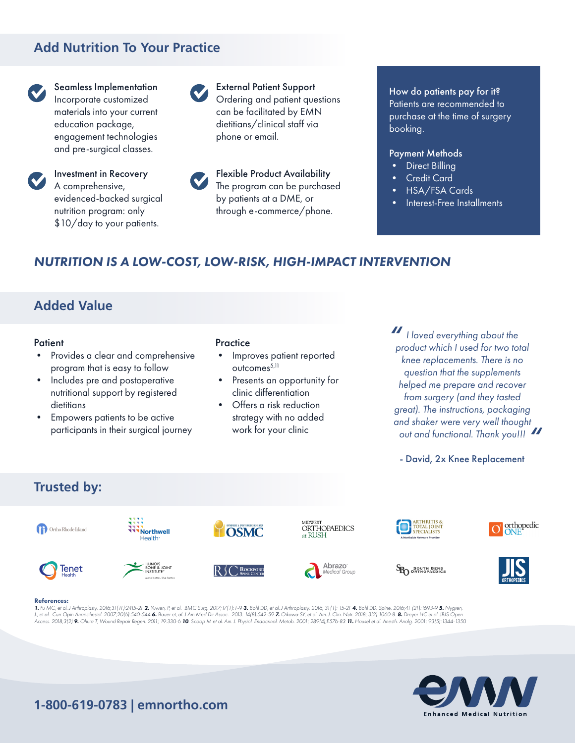## Add Nutrition To Your Practice

**Seamless Implementation**
Incorporate customized materials into your current education package, engagement technologies and pre-surgical classes.

**External Patient Support**
Ordering and patient questions can be facilitated by EMN dietitians/clinical staff via phone or email.

**Investment in Recovery**
A comprehensive, evidenced-backed surgical nutrition program: only $10/day to your patients.

**Flexible Product Availability**
The program can be purchased by patients at a DME, or through e-commerce/phone.

**How do patients pay for it?**
Patients are recommended to purchase at the time of surgery booking.

**Payment Methods**

- Direct Billing
- Credit Card
- HSA/FSA Cards
- Interest-Free Installments

***NUTRITION IS A LOW-COST, LOW-RISK, HIGH-IMPACT INTERVENTION***

## Added Value

**Patient**

- Provides a clear and comprehensive program that is easy to follow
- Includes pre and postoperative nutritional support by registered dietitians
- Empowers patients to be active participants in their surgical journey

**Practice**

- Improves patient reported outcomes[5,11]
- Presents an opportunity for clinic differentiation
- Offers a risk reduction strategy with no added work for your clinic

*"I loved everything about the product which I used for two total knee replacements. There is no question that the supplements helped me prepare and recover from surgery (and they tasted great). The instructions, packaging and shaker were very well thought out and functional. Thank you!!!"*

- David, 2x Knee Replacement

## Trusted by:

Ortho Rhode Island, Northwell Health, OSMC, Midwest Orthopaedics at Rush, Arthritis & Total Joint Specialists, Orthopedic One, Tenet Health, Illinois Bone & Joint Institute, Rockford Spine Center, Abrazo Medical Group, South Bend Orthopaedics, JIS Orthopedics

**References:**
*1.* Fu MC, et al. J Arthroplasty. 2016;31(11):2415-21 *2.* Yuwen, P, et al. BMC Surg. 2017;17(1):1-9 *3.* Bohl DD, et al. J Arthroplasty. 2016; 31(1): 15-21 *4.* Bohl DD. Spine. 2016;41 (21):1693-9 *5.* Nygren, J., et al. Curr Opin Anaesthesiol. 2007;20(6):540-544 *6.* Bauer et, al. J Am Med Dir Assoc. 2013: 14(8):542-59 *7.* Oikawa SY, et al. Am. J. Clin. Nutr. 2018; 3(2):1060-8. *8.* Dreyer HC et al. JBJS Open Access. 2018;3(2) *9.* Ohura T, Wound Repair Regen. 2011; 19:330-6 *10.* Scoop M et al. Am. J. Physiol. Endocrinol. Metab. 2001; 289(4);E576-83 *11.* Hausel et al. Anesth. Analg. 2001: 93(5):1344-1350

**1-800-619-0783 | emnortho.com**

Enhanced Medical Nutrition